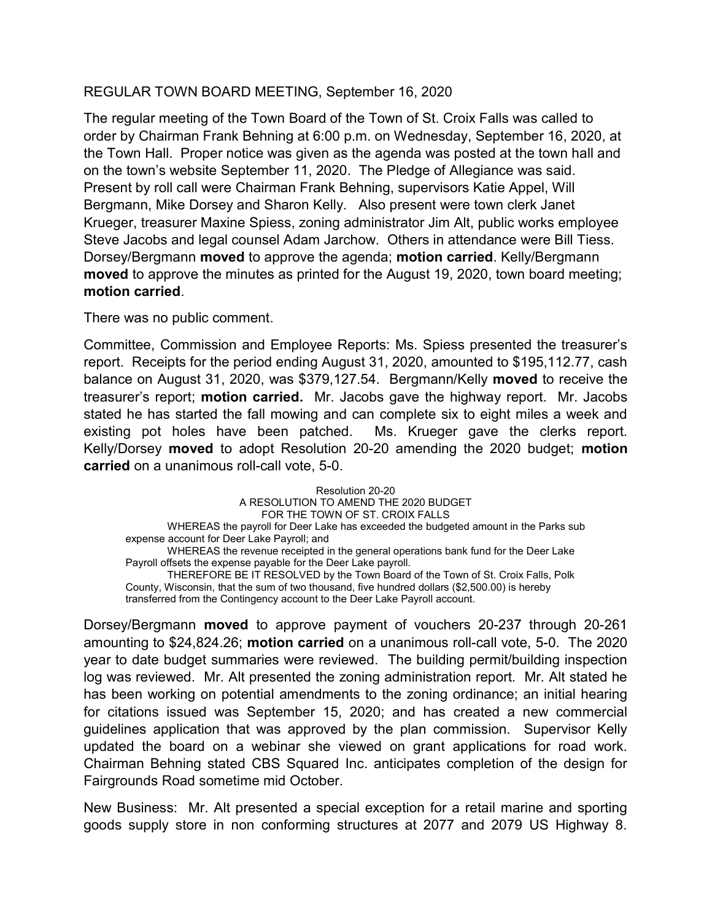REGULAR TOWN BOARD MEETING, September 16, 2020

The regular meeting of the Town Board of the Town of St. Croix Falls was called to order by Chairman Frank Behning at 6:00 p.m. on Wednesday, September 16, 2020, at the Town Hall. Proper notice was given as the agenda was posted at the town hall and on the town's website September 11, 2020. The Pledge of Allegiance was said. Present by roll call were Chairman Frank Behning, supervisors Katie Appel, Will Bergmann, Mike Dorsey and Sharon Kelly. Also present were town clerk Janet Krueger, treasurer Maxine Spiess, zoning administrator Jim Alt, public works employee Steve Jacobs and legal counsel Adam Jarchow. Others in attendance were Bill Tiess. Dorsey/Bergmann **moved** to approve the agenda; **motion carried**. Kelly/Bergmann **moved** to approve the minutes as printed for the August 19, 2020, town board meeting; **motion carried**.

There was no public comment.

Committee, Commission and Employee Reports: Ms. Spiess presented the treasurer's report. Receipts for the period ending August 31, 2020, amounted to $195,112.77, cash balance on August 31, 2020, was $379,127.54. Bergmann/Kelly **moved** to receive the treasurer's report; **motion carried.** Mr. Jacobs gave the highway report. Mr. Jacobs stated he has started the fall mowing and can complete six to eight miles a week and existing pot holes have been patched. Ms. Krueger gave the clerks report. Kelly/Dorsey **moved** to adopt Resolution 20-20 amending the 2020 budget; **motion carried** on a unanimous roll-call vote, 5-0.

Resolution 20-20
A RESOLUTION TO AMEND THE 2020 BUDGET
FOR THE TOWN OF ST. CROIX FALLS

WHEREAS the payroll for Deer Lake has exceeded the budgeted amount in the Parks sub expense account for Deer Lake Payroll; and

WHEREAS the revenue receipted in the general operations bank fund for the Deer Lake Payroll offsets the expense payable for the Deer Lake payroll.

THEREFORE BE IT RESOLVED by the Town Board of the Town of St. Croix Falls, Polk County, Wisconsin, that the sum of two thousand, five hundred dollars ($2,500.00) is hereby transferred from the Contingency account to the Deer Lake Payroll account.

Dorsey/Bergmann **moved** to approve payment of vouchers 20-237 through 20-261 amounting to $24,824.26; **motion carried** on a unanimous roll-call vote, 5-0. The 2020 year to date budget summaries were reviewed. The building permit/building inspection log was reviewed. Mr. Alt presented the zoning administration report. Mr. Alt stated he has been working on potential amendments to the zoning ordinance; an initial hearing for citations issued was September 15, 2020; and has created a new commercial guidelines application that was approved by the plan commission. Supervisor Kelly updated the board on a webinar she viewed on grant applications for road work. Chairman Behning stated CBS Squared Inc. anticipates completion of the design for Fairgrounds Road sometime mid October.

New Business: Mr. Alt presented a special exception for a retail marine and sporting goods supply store in non conforming structures at 2077 and 2079 US Highway 8.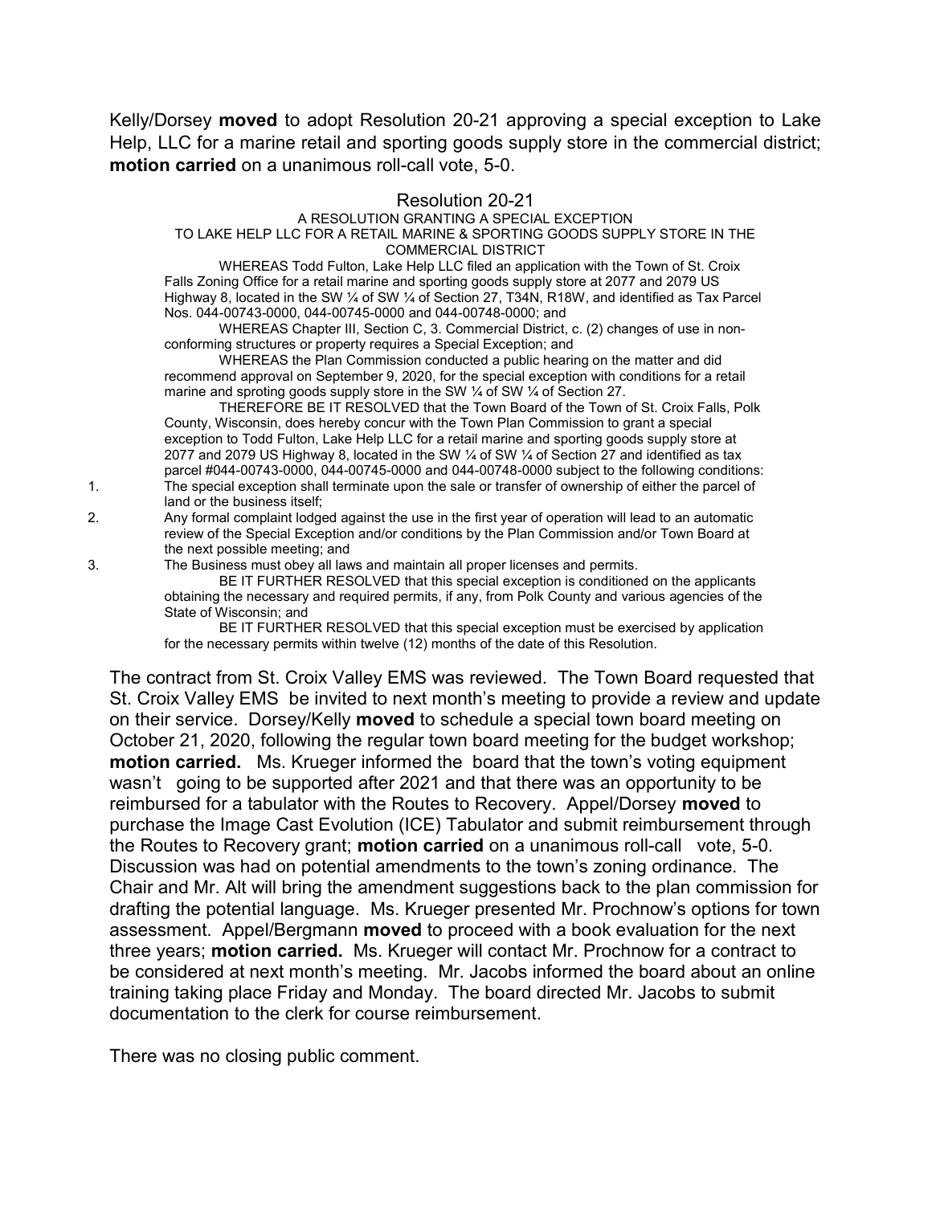Kelly/Dorsey **moved** to adopt Resolution 20-21 approving a special exception to Lake Help, LLC for a marine retail and sporting goods supply store in the commercial district; **motion carried** on a unanimous roll-call vote, 5-0.

Resolution 20-21

A RESOLUTION GRANTING A SPECIAL EXCEPTION
TO LAKE HELP LLC FOR A RETAIL MARINE & SPORTING GOODS SUPPLY STORE IN THE COMMERCIAL DISTRICT

WHEREAS Todd Fulton, Lake Help LLC filed an application with the Town of St. Croix Falls Zoning Office for a retail marine and sporting goods supply store at 2077 and 2079 US Highway 8, located in the SW ¼ of SW ¼ of Section 27, T34N, R18W, and identified as Tax Parcel Nos. 044-00743-0000, 044-00745-0000 and 044-00748-0000; and

WHEREAS Chapter III, Section C, 3. Commercial District, c. (2) changes of use in non-conforming structures or property requires a Special Exception; and

WHEREAS the Plan Commission conducted a public hearing on the matter and did recommend approval on September 9, 2020, for the special exception with conditions for a retail marine and sproting goods supply store in the SW ¼ of SW ¼ of Section 27.

THEREFORE BE IT RESOLVED that the Town Board of the Town of St. Croix Falls, Polk County, Wisconsin, does hereby concur with the Town Plan Commission to grant a special exception to Todd Fulton, Lake Help LLC for a retail marine and sporting goods supply store at 2077 and 2079 US Highway 8, located in the SW ¼ of SW ¼ of Section 27 and identified as tax parcel #044-00743-0000, 044-00745-0000 and 044-00748-0000 subject to the following conditions:

1. The special exception shall terminate upon the sale or transfer of ownership of either the parcel of land or the business itself;
2. Any formal complaint lodged against the use in the first year of operation will lead to an automatic review of the Special Exception and/or conditions by the Plan Commission and/or Town Board at the next possible meeting; and
3. The Business must obey all laws and maintain all proper licenses and permits.

BE IT FURTHER RESOLVED that this special exception is conditioned on the applicants obtaining the necessary and required permits, if any, from Polk County and various agencies of the State of Wisconsin; and

BE IT FURTHER RESOLVED that this special exception must be exercised by application for the necessary permits within twelve (12) months of the date of this Resolution.

The contract from St. Croix Valley EMS was reviewed. The Town Board requested that St. Croix Valley EMS be invited to next month's meeting to provide a review and update on their service. Dorsey/Kelly **moved** to schedule a special town board meeting on October 21, 2020, following the regular town board meeting for the budget workshop; **motion carried.** Ms. Krueger informed the board that the town's voting equipment wasn't going to be supported after 2021 and that there was an opportunity to be reimbursed for a tabulator with the Routes to Recovery. Appel/Dorsey **moved** to purchase the Image Cast Evolution (ICE) Tabulator and submit reimbursement through the Routes to Recovery grant; **motion carried** on a unanimous roll-call vote, 5-0. Discussion was had on potential amendments to the town's zoning ordinance. The Chair and Mr. Alt will bring the amendment suggestions back to the plan commission for drafting the potential language. Ms. Krueger presented Mr. Prochnow's options for town assessment. Appel/Bergmann **moved** to proceed with a book evaluation for the next three years; **motion carried.** Ms. Krueger will contact Mr. Prochnow for a contract to be considered at next month's meeting. Mr. Jacobs informed the board about an online training taking place Friday and Monday. The board directed Mr. Jacobs to submit documentation to the clerk for course reimbursement.

There was no closing public comment.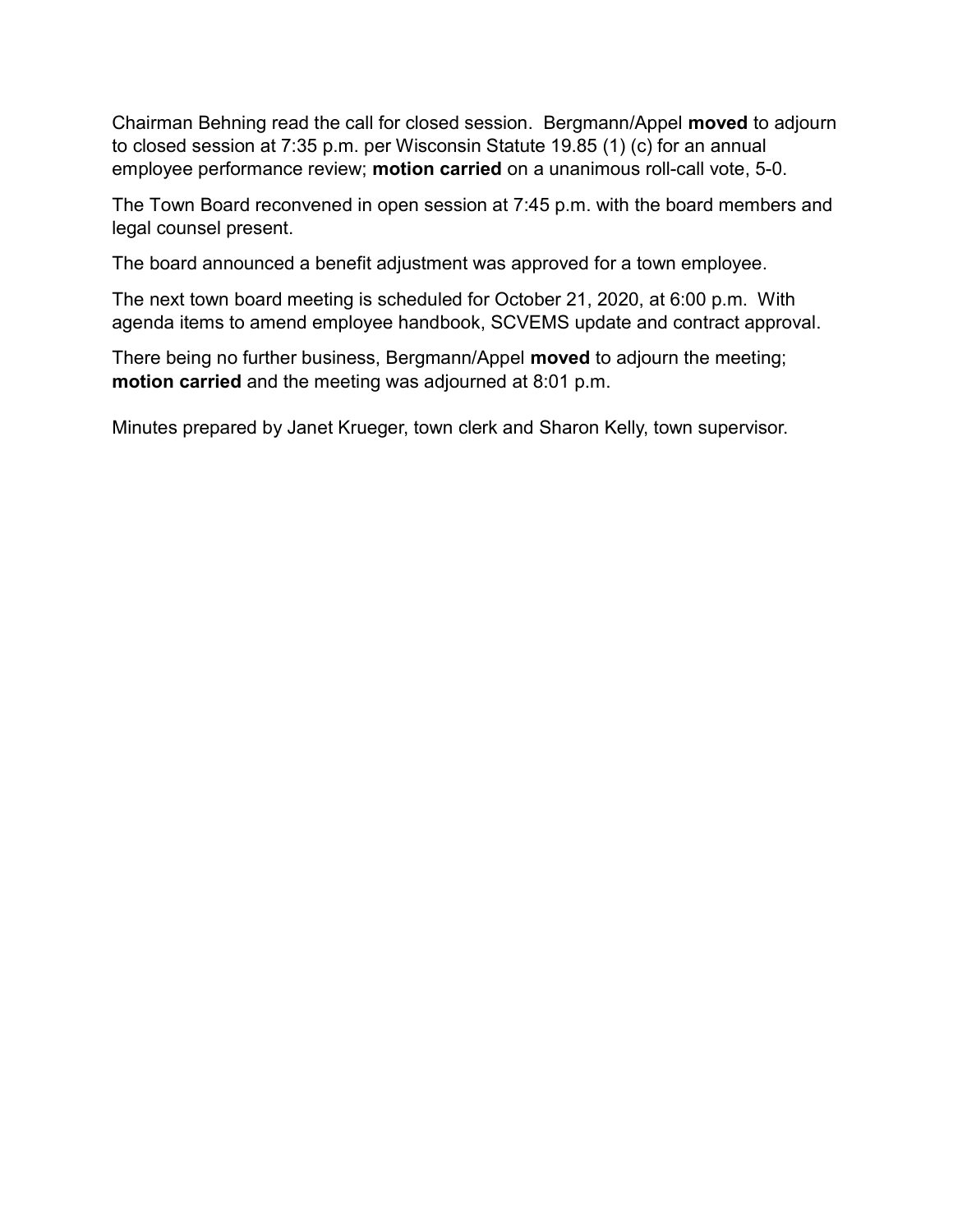Chairman Behning read the call for closed session. Bergmann/Appel **moved** to adjourn to closed session at 7:35 p.m. per Wisconsin Statute 19.85 (1) (c) for an annual employee performance review; **motion carried** on a unanimous roll-call vote, 5-0.

The Town Board reconvened in open session at 7:45 p.m. with the board members and legal counsel present.

The board announced a benefit adjustment was approved for a town employee.

The next town board meeting is scheduled for October 21, 2020, at 6:00 p.m. With agenda items to amend employee handbook, SCVEMS update and contract approval.

There being no further business, Bergmann/Appel **moved** to adjourn the meeting; **motion carried** and the meeting was adjourned at 8:01 p.m.

Minutes prepared by Janet Krueger, town clerk and Sharon Kelly, town supervisor.